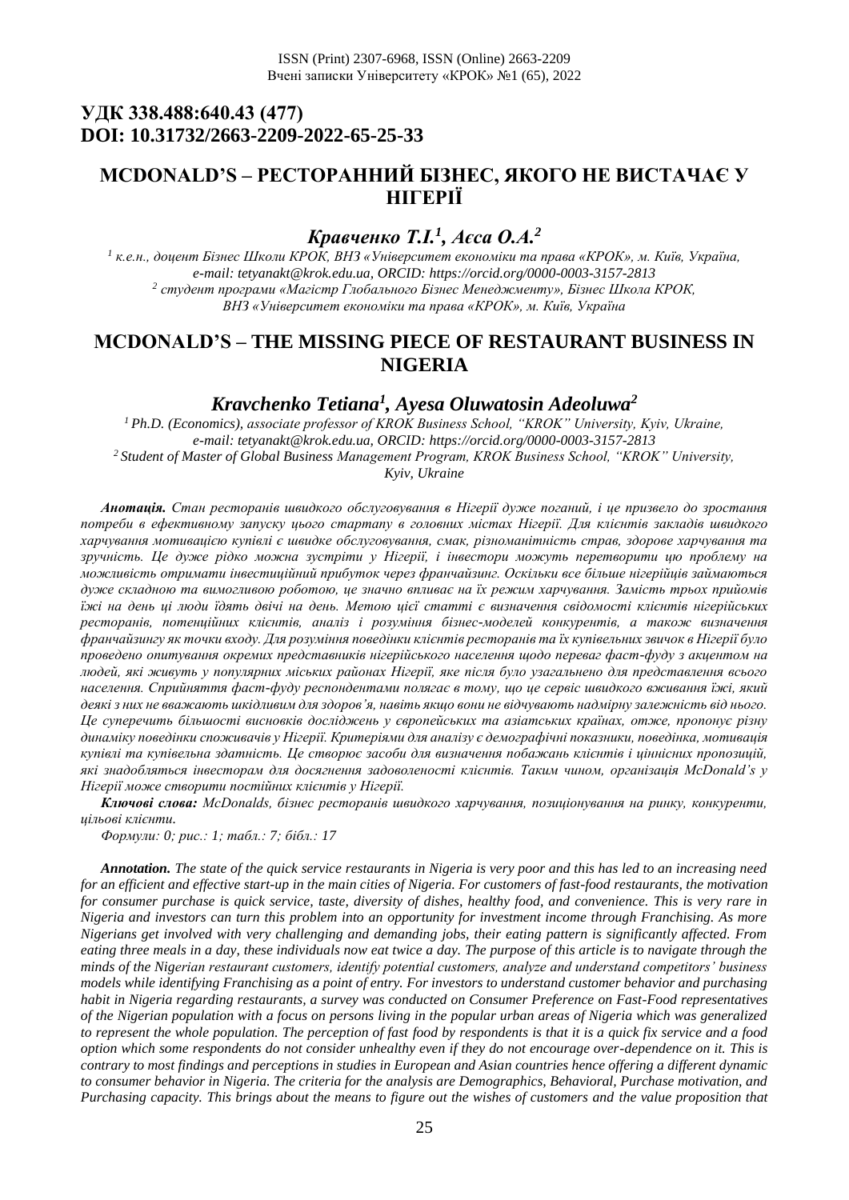**УДК 338.488:640.43 (477)**
**DOI: 10.31732/2663-2209-2022-65-25-33**

# MCDONALD'S – РЕСТОРАННИЙ БІЗНЕС, ЯКОГО НЕ ВИСТАЧАЄ У НІГЕРІЇ

## *Кравченко Т.І.[1], Аєса О.А.[2]*

*[1] к.е.н., доцент Бізнес Школи КРОК, ВНЗ «Університет економіки та права «КРОК», м. Київ, Україна, e-mail: tetyanakt@krok.edu.ua, ORCID: https://orcid.org/0000-0003-3157-2813*
*[2] студент програми «Магістр Глобального Бізнес Менеджменту», Бізнес Школа КРОК, ВНЗ «Університет економіки та права «КРОК», м. Київ, Україна*

# MCDONALD'S – THE MISSING PIECE OF RESTAURANT BUSINESS IN NIGERIA

## *Kravchenko Tetiana[1], Ayesa Oluwatosin Adeoluwa[2]*

*[1] Ph.D. (Economics), associate professor of KROK Business School, "KROK" University, Kyiv, Ukraine, e-mail: tetyanakt@krok.edu.ua, ORCID: https://orcid.org/0000-0003-3157-2813*
*[2] Student of Master of Global Business Management Program, KROK Business School, "KROK" University, Kyiv, Ukraine*

***Анотація.*** *Стан ресторанів швидкого обслуговування в Нігерії дуже поганий, і це призвело до зростання потреби в ефективному запуску цього стартапу в головних містах Нігерії. Для клієнтів закладів швидкого харчування мотивацію купівлі є швидке обслуговування, смак, різноманітність страв, здорове харчування та зручність. Це дуже рідко можна зустріти у Нігерії, і інвестори можуть перетворити цю проблему на можливість отримати інвестиційний прибуток через франчайзинг. Оскільки все більше нігерійців займаються дуже складною та вимогливою роботою, це значно впливає на їх режим харчування. Замість трьох прийомів їжі на день ці люди їдять двічі на день. Метою цієї статті є визначення свідомості клієнтів нігерійських ресторанів, потенційних клієнтів, аналіз і розуміння бізнес-моделей конкурентів, а також визначення франчайзингу як точки входу. Для розуміння поведінки клієнтів ресторанів та їх купівельних звичок в Нігерії було проведено опитування окремих представників нігерійського населення щодо переваг фаст-фуду з акцентом на людей, які живуть у популярних міських районах Нігерії, яке після було узагальнено для представлення всього населення. Сприйняття фаст-фуду респондентами полягає в тому, що це сервіс швидкого вживання їжі, який деякі з них не вважають шкідливим для здоров'я, навіть якщо вони не відчувають надмірну залежність від нього. Це суперечить більшості висновків досліджень у європейських та азіатських країнах, отже, пропонує різну динаміку поведінки споживачів у Нігерії. Критеріями для аналізу є демографічні показники, поведінка, мотивація купівлі та купівельна здатність. Це створює засоби для визначення побажань клієнтів і ціннісних пропозицій, які знадобляться інвесторам для досягнення задоволеності клієнтів. Таким чином, організація McDonald's у Нігерії може створити постійних клієнтів у Нігерії.*

***Ключові слова:*** *McDonalds, бізнес ресторанів швидкого харчування, позиціонування на ринку, конкуренти, цільові клієнти.*

*Формули: 0; рис.: 1; табл.: 7; бібл.: 17*

***Annotation.*** *The state of the quick service restaurants in Nigeria is very poor and this has led to an increasing need for an efficient and effective start-up in the main cities of Nigeria. For customers of fast-food restaurants, the motivation for consumer purchase is quick service, taste, diversity of dishes, healthy food, and convenience. This is very rare in Nigeria and investors can turn this problem into an opportunity for investment income through Franchising. As more Nigerians get involved with very challenging and demanding jobs, their eating pattern is significantly affected. From eating three meals in a day, these individuals now eat twice a day. The purpose of this article is to navigate through the minds of the Nigerian restaurant customers, identify potential customers, analyze and understand competitors' business models while identifying Franchising as a point of entry. For investors to understand customer behavior and purchasing habit in Nigeria regarding restaurants, a survey was conducted on Consumer Preference on Fast-Food representatives of the Nigerian population with a focus on persons living in the popular urban areas of Nigeria which was generalized to represent the whole population. The perception of fast food by respondents is that it is a quick fix service and a food option which some respondents do not consider unhealthy even if they do not encourage over-dependence on it. This is contrary to most findings and perceptions in studies in European and Asian countries hence offering a different dynamic to consumer behavior in Nigeria. The criteria for the analysis are Demographics, Behavioral, Purchase motivation, and Purchasing capacity. This brings about the means to figure out the wishes of customers and the value proposition that*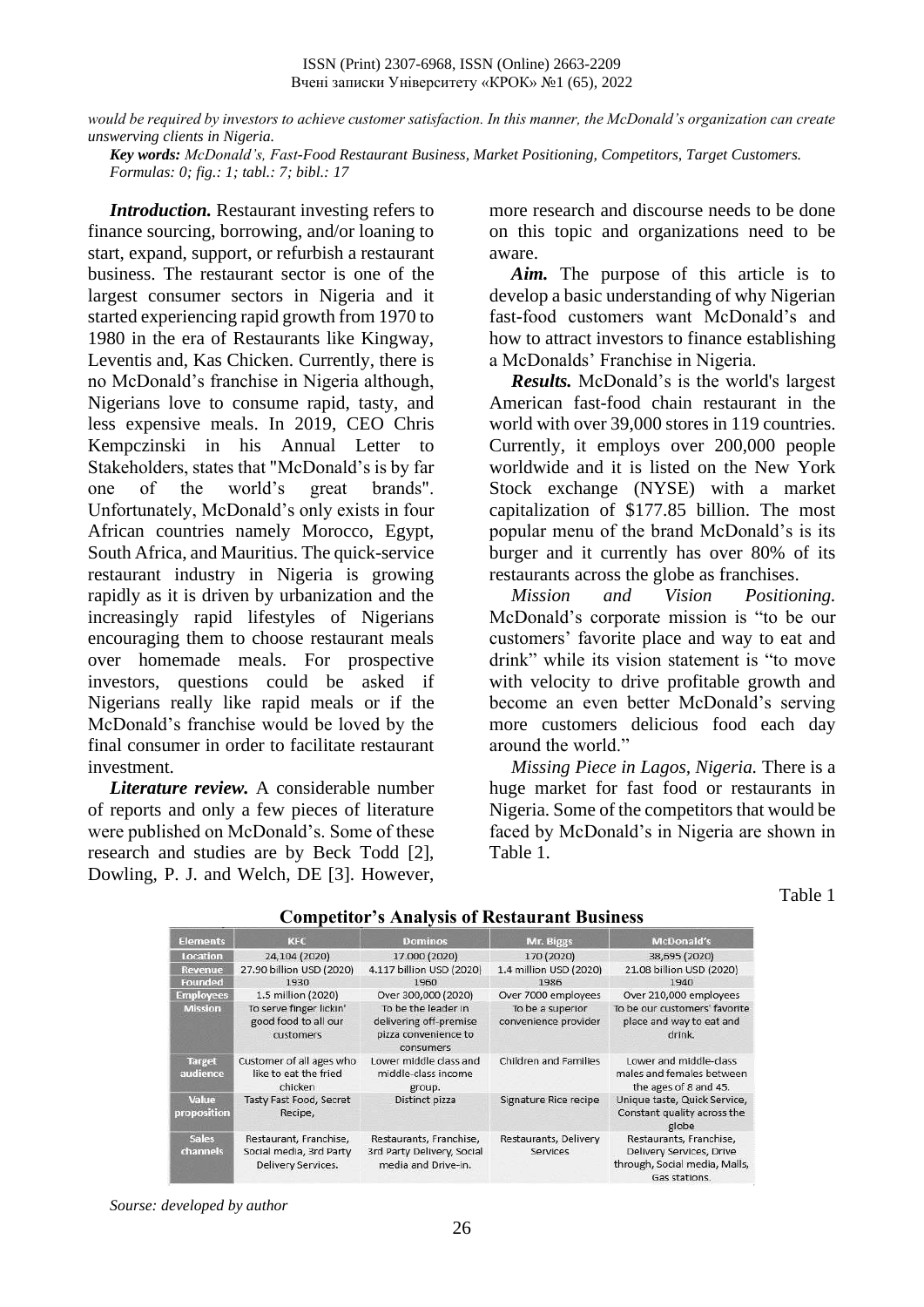*would be required by investors to achieve customer satisfaction. In this manner, the McDonald's organization can create unswerving clients in Nigeria.*

***Key words:*** *McDonald's, Fast-Food Restaurant Business, Market Positioning, Competitors, Target Customers.*
*Formulas: 0; fig.: 1; tabl.: 7; bibl.: 17*

***Introduction.*** Restaurant investing refers to finance sourcing, borrowing, and/or loaning to start, expand, support, or refurbish a restaurant business. The restaurant sector is one of the largest consumer sectors in Nigeria and it started experiencing rapid growth from 1970 to 1980 in the era of Restaurants like Kingway, Leventis and, Kas Chicken. Currently, there is no McDonald's franchise in Nigeria although, Nigerians love to consume rapid, tasty, and less expensive meals. In 2019, CEO Chris Kempczinski in his Annual Letter to Stakeholders, states that "McDonald's is by far one of the world's great brands". Unfortunately, McDonald's only exists in four African countries namely Morocco, Egypt, South Africa, and Mauritius. The quick-service restaurant industry in Nigeria is growing rapidly as it is driven by urbanization and the increasingly rapid lifestyles of Nigerians encouraging them to choose restaurant meals over homemade meals. For prospective investors, questions could be asked if Nigerians really like rapid meals or if the McDonald's franchise would be loved by the final consumer in order to facilitate restaurant investment.

***Literature review.*** A considerable number of reports and only a few pieces of literature were published on McDonald's. Some of these research and studies are by Beck Todd [2], Dowling, P. J. and Welch, DE [3]. However, more research and discourse needs to be done on this topic and organizations need to be aware.

***Aim.*** The purpose of this article is to develop a basic understanding of why Nigerian fast-food customers want McDonald's and how to attract investors to finance establishing a McDonalds' Franchise in Nigeria.

***Results.*** McDonald's is the world's largest American fast-food chain restaurant in the world with over 39,000 stores in 119 countries. Currently, it employs over 200,000 people worldwide and it is listed on the New York Stock exchange (NYSE) with a market capitalization of $177.85 billion. The most popular menu of the brand McDonald's is its burger and it currently has over 80% of its restaurants across the globe as franchises.

*Mission and Vision Positioning.* McDonald's corporate mission is "to be our customers' favorite place and way to eat and drink" while its vision statement is "to move with velocity to drive profitable growth and become an even better McDonald's serving more customers delicious food each day around the world."

*Missing Piece in Lagos, Nigeria.* There is a huge market for fast food or restaurants in Nigeria. Some of the competitors that would be faced by McDonald's in Nigeria are shown in Table 1.

Table 1

**Competitor's Analysis of Restaurant Business**

| Elements | KFC | Dominos | Mr. Biggs | McDonald's |
|---|---|---|---|---|
| Location | 24,104 (2020) | 17.000 (2020) | 170 (2020) | 38,695 (2020) |
| Revenue | 27.90 billion USD (2020) | 4.117 billion USD (2020) | 1.4 million USD (2020) | 21.08 billion USD (2020) |
| Founded | 1930 | 1960 | 1986 | 1940 |
| Employees | 1.5 million (2020) | Over 300,000 (2020) | Over 7000 employees | Over 210,000 employees |
| Mission | To serve finger lickin' good food to all our customers | To be the leader in delivering off-premise pizza convenience to consumers | To be a superior convenience provider | To be our customers' favorite place and way to eat and drink. |
| Target audience | Customer of all ages who like to eat the fried chicken | Lower middle class and middle-class income group. | Children and Families | Lower and middle-class males and females between the ages of 8 and 45. |
| Value proposition | Tasty Fast Food, Secret Recipe, | Distinct pizza | Signature Rice recipe | Unique taste, Quick Service, Constant quality across the globe |
| Sales channels | Restaurant, Franchise, Social media, 3rd Party Delivery Services. | Restaurants, Franchise, 3rd Party Delivery, Social media and Drive-in. | Restaurants, Delivery Services | Restaurants, Franchise, Delivery Services, Drive through, Social media, Malls, Gas stations. |

*Sourse: developed by author*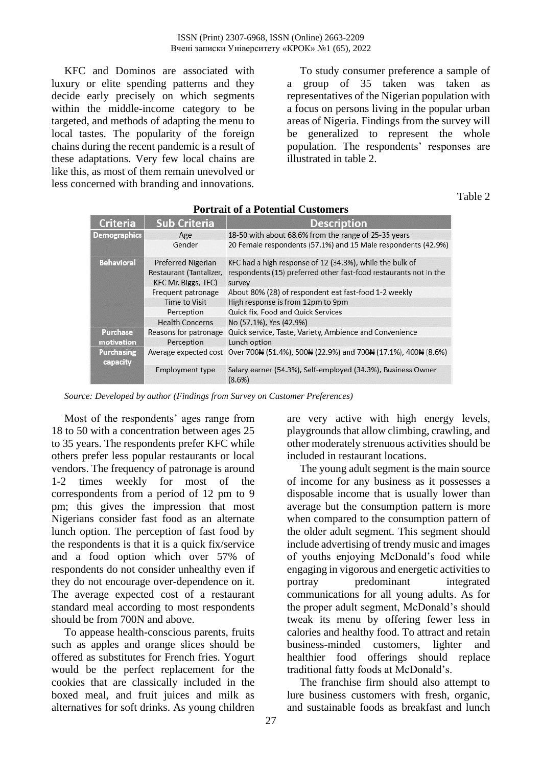KFC and Dominos are associated with luxury or elite spending patterns and they decide early precisely on which segments within the middle-income category to be targeted, and methods of adapting the menu to local tastes. The popularity of the foreign chains during the recent pandemic is a result of these adaptations. Very few local chains are like this, as most of them remain unevolved or less concerned with branding and innovations.

To study consumer preference a sample of a group of 35 taken was taken as representatives of the Nigerian population with a focus on persons living in the popular urban areas of Nigeria. Findings from the survey will be generalized to represent the whole population. The respondents' responses are illustrated in table 2.

Table 2

**Portrait of a Potential Customers**

| Criteria | Sub Criteria | Description |
|---|---|---|
| Demographics | Age | 18-50 with about 68.6% from the range of 25-35 years |
| | Gender | 20 Female respondents (57.1%) and 15 Male respondents (42.9%) |
| Behavioral | Preferred Nigerian Restaurant (Tantalizer, KFC Mr. Biggs, TFC) | KFC had a high response of 12 (34.3%), while the bulk of respondents (15) preferred other fast-food restaurants not in the survey |
| | Frequent patronage | About 80% (28) of respondent eat fast-food 1-2 weekly |
| | Time to Visit | High response is from 12pm to 9pm |
| | Perception | Quick fix, Food and Quick Services |
| | Health Concerns | No (57.1%), Yes (42.9%) |
| Purchase motivation | Reasons for patronage | Quick service, Taste, Variety, Ambience and Convenience |
| | Perception | Lunch option |
| Purchasing capacity | Average expected cost | Over 700₦ (51.4%), 500₦ (22.9%) and 700₦ (17.1%), 400₦ (8.6%) |
| | Employment type | Salary earner (54.3%), Self-employed (34.3%), Business Owner (8.6%) |

*Source: Developed by author (Findings from Survey on Customer Preferences)*

Most of the respondents' ages range from 18 to 50 with a concentration between ages 25 to 35 years. The respondents prefer KFC while others prefer less popular restaurants or local vendors. The frequency of patronage is around 1-2 times weekly for most of the correspondents from a period of 12 pm to 9 pm; this gives the impression that most Nigerians consider fast food as an alternate lunch option. The perception of fast food by the respondents is that it is a quick fix/service and a food option which over 57% of respondents do not consider unhealthy even if they do not encourage over-dependence on it. The average expected cost of a restaurant standard meal according to most respondents should be from 700N and above.

To appease health-conscious parents, fruits such as apples and orange slices should be offered as substitutes for French fries. Yogurt would be the perfect replacement for the cookies that are classically included in the boxed meal, and fruit juices and milk as alternatives for soft drinks. As young children are very active with high energy levels, playgrounds that allow climbing, crawling, and other moderately strenuous activities should be included in restaurant locations.

The young adult segment is the main source of income for any business as it possesses a disposable income that is usually lower than average but the consumption pattern is more when compared to the consumption pattern of the older adult segment. This segment should include advertising of trendy music and images of youths enjoying McDonald's food while engaging in vigorous and energetic activities to portray predominant integrated communications for all young adults. As for the proper adult segment, McDonald's should tweak its menu by offering fewer less in calories and healthy food. To attract and retain business-minded customers, lighter and healthier food offerings should replace traditional fatty foods at McDonald's.

The franchise firm should also attempt to lure business customers with fresh, organic, and sustainable foods as breakfast and lunch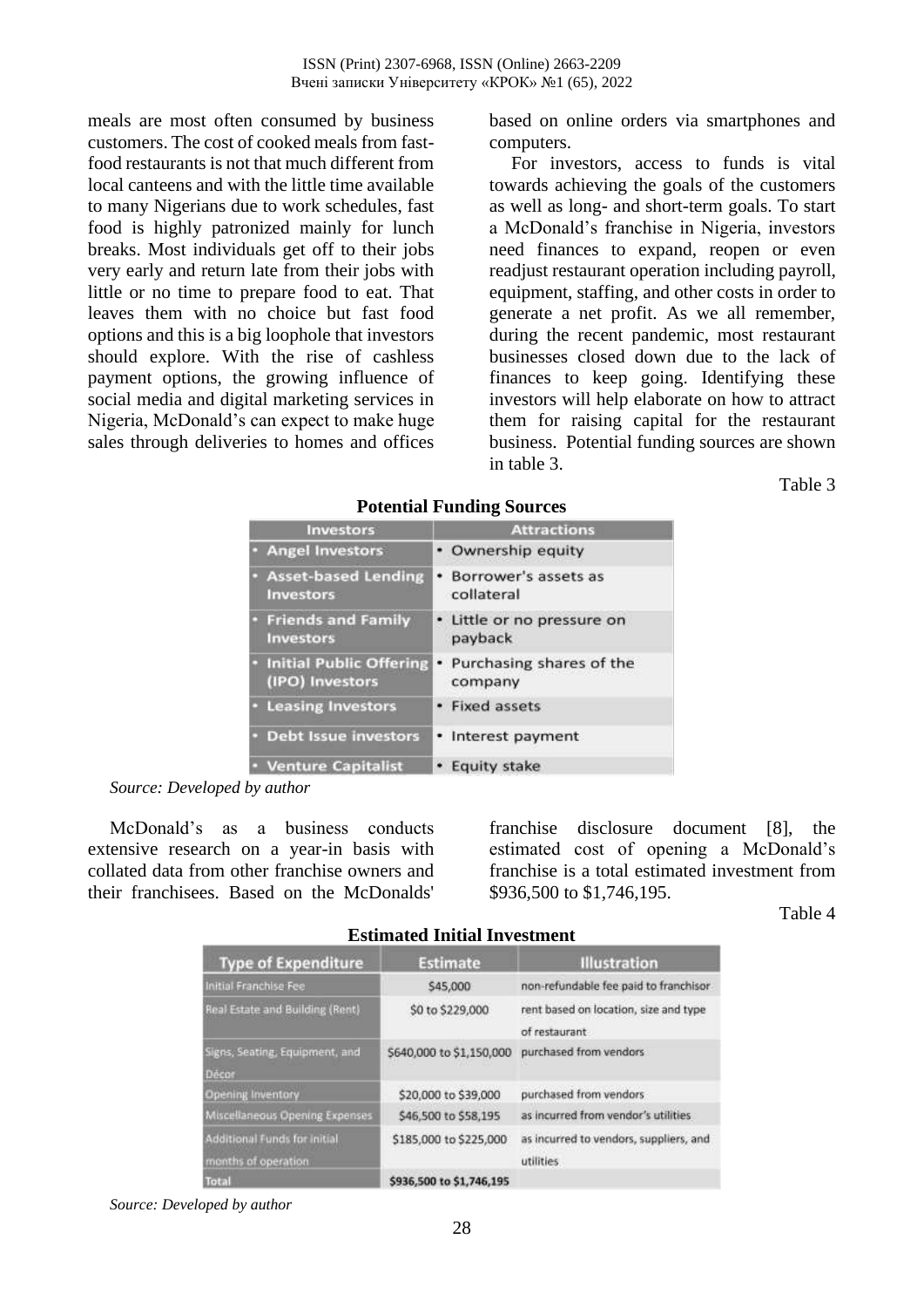meals are most often consumed by business customers. The cost of cooked meals from fast-food restaurants is not that much different from local canteens and with the little time available to many Nigerians due to work schedules, fast food is highly patronized mainly for lunch breaks. Most individuals get off to their jobs very early and return late from their jobs with little or no time to prepare food to eat. That leaves them with no choice but fast food options and this is a big loophole that investors should explore. With the rise of cashless payment options, the growing influence of social media and digital marketing services in Nigeria, McDonald's can expect to make huge sales through deliveries to homes and offices based on online orders via smartphones and computers.

For investors, access to funds is vital towards achieving the goals of the customers as well as long- and short-term goals. To start a McDonald's franchise in Nigeria, investors need finances to expand, reopen or even readjust restaurant operation including payroll, equipment, staffing, and other costs in order to generate a net profit. As we all remember, during the recent pandemic, most restaurant businesses closed down due to the lack of finances to keep going. Identifying these investors will help elaborate on how to attract them for raising capital for the restaurant business. Potential funding sources are shown in table 3.

Table 3

**Potential Funding Sources**

| Investors | Attractions |
|---|---|
| • Angel Investors | • Ownership equity |
| • Asset-based Lending Investors | • Borrower's assets as collateral |
| • Friends and Family Investors | • Little or no pressure on payback |
| • Initial Public Offering (IPO) Investors | • Purchasing shares of the company |
| • Leasing Investors | • Fixed assets |
| • Debt Issue investors | • Interest payment |
| • Venture Capitalist | • Equity stake |

*Source: Developed by author*

McDonald's as a business conducts extensive research on a year-in basis with collated data from other franchise owners and their franchisees. Based on the McDonalds' franchise disclosure document [8], the estimated cost of opening a McDonald's franchise is a total estimated investment from $936,500 to $1,746,195.

Table 4

**Estimated Initial Investment**

| Type of Expenditure | Estimate | Illustration |
|---|---|---|
| Initial Franchise Fee | $45,000 | non-refundable fee paid to franchisor |
| Real Estate and Building (Rent) | $0 to $229,000 | rent based on location, size and type of restaurant |
| Signs, Seating, Equipment, and Décor | $640,000 to $1,150,000 | purchased from vendors |
| Opening Inventory | $20,000 to $39,000 | purchased from vendors |
| Miscellaneous Opening Expenses | $46,500 to $58,195 | as incurred from vendor's utilities |
| Additional Funds for initial months of operation | $185,000 to $225,000 | as incurred to vendors, suppliers, and utilities |
| Total | $936,500 to $1,746,195 | |

*Source: Developed by author*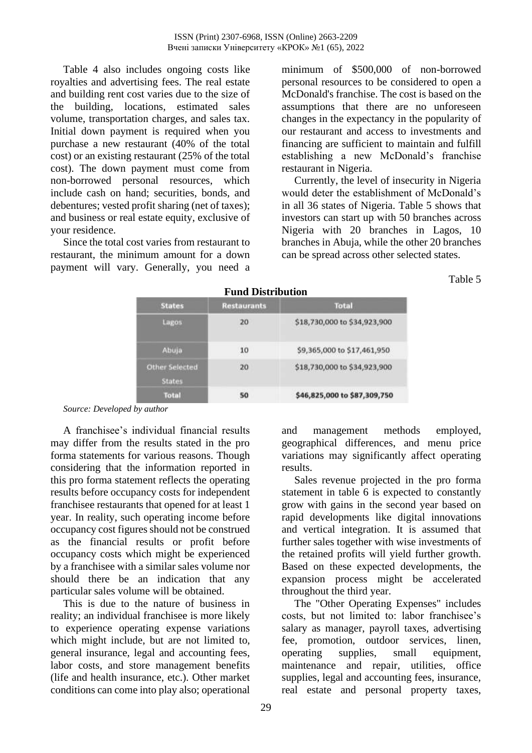Table 4 also includes ongoing costs like royalties and advertising fees. The real estate and building rent cost varies due to the size of the building, locations, estimated sales volume, transportation charges, and sales tax. Initial down payment is required when you purchase a new restaurant (40% of the total cost) or an existing restaurant (25% of the total cost). The down payment must come from non-borrowed personal resources, which include cash on hand; securities, bonds, and debentures; vested profit sharing (net of taxes); and business or real estate equity, exclusive of your residence.

Since the total cost varies from restaurant to restaurant, the minimum amount for a down payment will vary. Generally, you need a minimum of $500,000 of non-borrowed personal resources to be considered to open a McDonald's franchise. The cost is based on the assumptions that there are no unforeseen changes in the expectancy in the popularity of our restaurant and access to investments and financing are sufficient to maintain and fulfill establishing a new McDonald's franchise restaurant in Nigeria.

Currently, the level of insecurity in Nigeria would deter the establishment of McDonald's in all 36 states of Nigeria. Table 5 shows that investors can start up with 50 branches across Nigeria with 20 branches in Lagos, 10 branches in Abuja, while the other 20 branches can be spread across other selected states.

Table 5

**Fund Distribution**

| States | Restaurants | Total |
|---|---|---|
| Lagos | 20 | $18,730,000 to $34,923,900 |
| Abuja | 10 | $9,365,000 to $17,461,950 |
| Other Selected States | 20 | $18,730,000 to $34,923,900 |
| Total | 50 | $46,825,000 to $87,309,750 |

*Source: Developed by author*

A franchisee's individual financial results may differ from the results stated in the pro forma statements for various reasons. Though considering that the information reported in this pro forma statement reflects the operating results before occupancy costs for independent franchisee restaurants that opened for at least 1 year. In reality, such operating income before occupancy cost figures should not be construed as the financial results or profit before occupancy costs which might be experienced by a franchisee with a similar sales volume nor should there be an indication that any particular sales volume will be obtained.

This is due to the nature of business in reality; an individual franchisee is more likely to experience operating expense variations which might include, but are not limited to, general insurance, legal and accounting fees, labor costs, and store management benefits (life and health insurance, etc.). Other market conditions can come into play also; operational and management methods employed, geographical differences, and menu price variations may significantly affect operating results.

Sales revenue projected in the pro forma statement in table 6 is expected to constantly grow with gains in the second year based on rapid developments like digital innovations and vertical integration. It is assumed that further sales together with wise investments of the retained profits will yield further growth. Based on these expected developments, the expansion process might be accelerated throughout the third year.

The "Other Operating Expenses" includes costs, but not limited to: labor franchisee's salary as manager, payroll taxes, advertising fee, promotion, outdoor services, linen, operating supplies, small equipment, maintenance and repair, utilities, office supplies, legal and accounting fees, insurance, real estate and personal property taxes,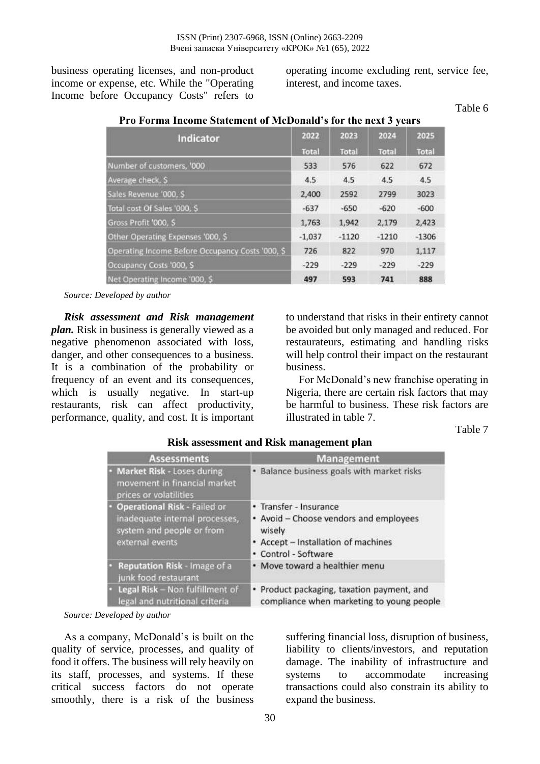business operating licenses, and non-product income or expense, etc. While the "Operating Income before Occupancy Costs" refers to operating income excluding rent, service fee, interest, and income taxes.

Table 6

**Pro Forma Income Statement of McDonald's for the next 3 years**

| Indicator | 2022 Total | 2023 Total | 2024 Total | 2025 Total |
|---|---|---|---|---|
| Number of customers, '000 | 533 | 576 | 622 | 672 |
| Average check, $ | 4.5 | 4.5 | 4.5 | 4.5 |
| Sales Revenue '000, $ | 2,400 | 2592 | 2799 | 3023 |
| Total cost Of Sales '000, $ | -637 | -650 | -620 | -600 |
| Gross Profit '000, $ | 1,763 | 1,942 | 2,179 | 2,423 |
| Other Operating Expenses '000, $ | -1,037 | -1120 | -1210 | -1306 |
| Operating Income Before Occupancy Costs '000, $ | 726 | 822 | 970 | 1,117 |
| Occupancy Costs '000, $ | -229 | -229 | -229 | -229 |
| Net Operating Income '000, $ | **497** | **593** | **741** | **888** |

*Source: Developed by author*

***Risk assessment and Risk management plan.*** Risk in business is generally viewed as a negative phenomenon associated with loss, danger, and other consequences to a business. It is a combination of the probability or frequency of an event and its consequences, which is usually negative. In start-up restaurants, risk can affect productivity, performance, quality, and cost. It is important to understand that risks in their entirety cannot be avoided but only managed and reduced. For restaurateurs, estimating and handling risks will help control their impact on the restaurant business.

For McDonald's new franchise operating in Nigeria, there are certain risk factors that may be harmful to business. These risk factors are illustrated in table 7.

Table 7

**Risk assessment and Risk management plan**

| Assessments | Management |
|---|---|
| • **Market Risk** - Loses during movement in financial market prices or volatilities | • Balance business goals with market risks |
| • **Operational Risk** - Failed or inadequate internal processes, system and people or from external events | • Transfer - Insurance<br>• Avoid – Choose vendors and employees wisely<br>• Accept – Installation of machines<br>• Control - Software |
| • **Reputation Risk** - Image of a junk food restaurant | • Move toward a healthier menu |
| • **Legal Risk** – Non fulfillment of legal and nutritional criteria | • Product packaging, taxation payment, and compliance when marketing to young people |

*Source: Developed by author*

As a company, McDonald's is built on the quality of service, processes, and quality of food it offers. The business will rely heavily on its staff, processes, and systems. If these critical success factors do not operate smoothly, there is a risk of the business suffering financial loss, disruption of business, liability to clients/investors, and reputation damage. The inability of infrastructure and systems to accommodate increasing transactions could also constrain its ability to expand the business.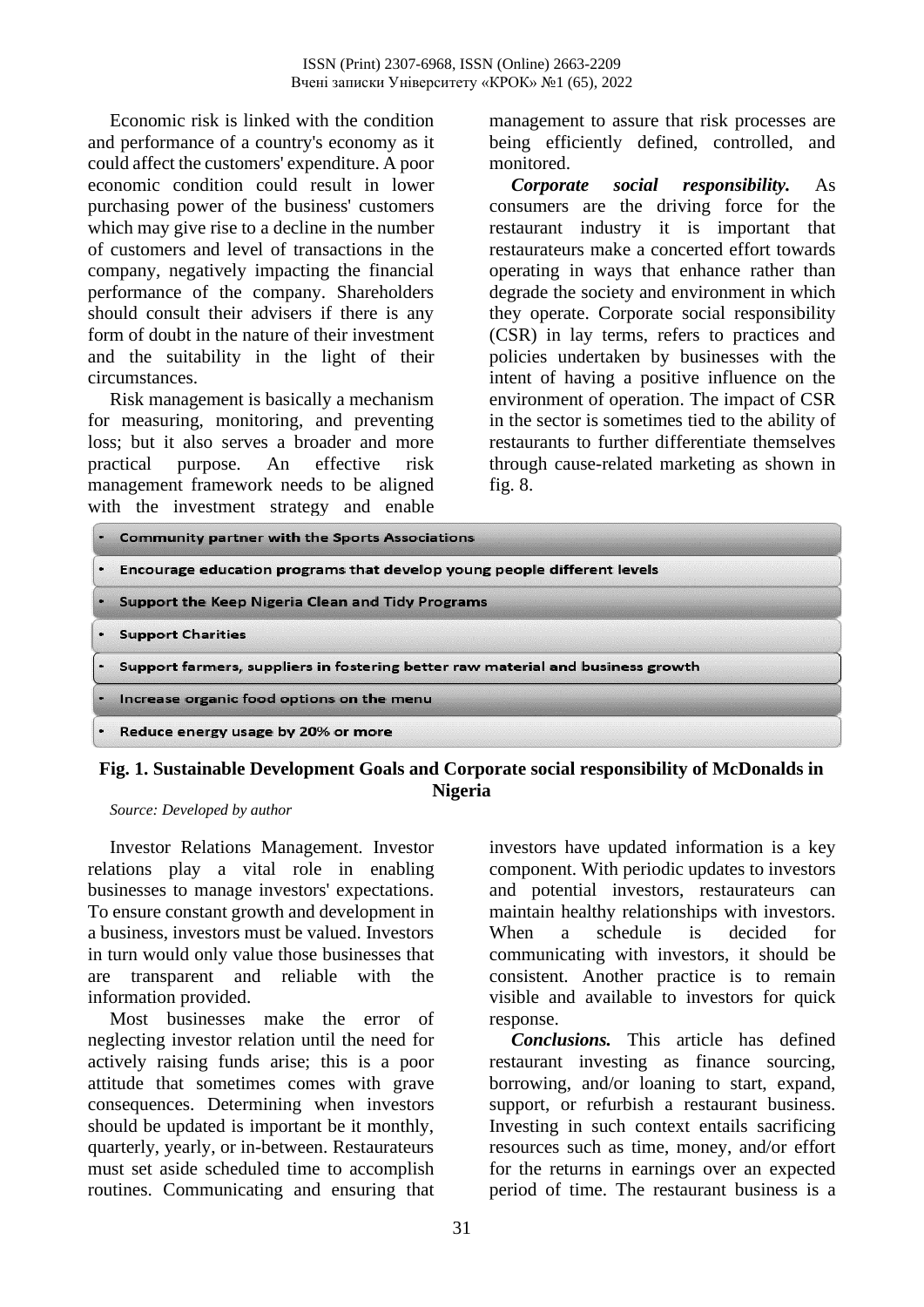Economic risk is linked with the condition and performance of a country's economy as it could affect the customers' expenditure. A poor economic condition could result in lower purchasing power of the business' customers which may give rise to a decline in the number of customers and level of transactions in the company, negatively impacting the financial performance of the company. Shareholders should consult their advisers if there is any form of doubt in the nature of their investment and the suitability in the light of their circumstances.

Risk management is basically a mechanism for measuring, monitoring, and preventing loss; but it also serves a broader and more practical purpose. An effective risk management framework needs to be aligned with the investment strategy and enable management to assure that risk processes are being efficiently defined, controlled, and monitored.

***Corporate social responsibility.*** As consumers are the driving force for the restaurant industry it is important that restaurateurs make a concerted effort towards operating in ways that enhance rather than degrade the society and environment in which they operate. Corporate social responsibility (CSR) in lay terms, refers to practices and policies undertaken by businesses with the intent of having a positive influence on the environment of operation. The impact of CSR in the sector is sometimes tied to the ability of restaurants to further differentiate themselves through cause-related marketing as shown in fig. 8.

- Community partner with the Sports Associations
- Encourage education programs that develop young people different levels
- Support the Keep Nigeria Clean and Tidy Programs
- Support Charities
- Support farmers, suppliers in fostering better raw material and business growth
- Increase organic food options on the menu
- Reduce energy usage by 20% or more

**Fig. 1. Sustainable Development Goals and Corporate social responsibility of McDonalds in Nigeria**

*Source: Developed by author*

Investor Relations Management. Investor relations play a vital role in enabling businesses to manage investors' expectations. To ensure constant growth and development in a business, investors must be valued. Investors in turn would only value those businesses that are transparent and reliable with the information provided.

Most businesses make the error of neglecting investor relation until the need for actively raising funds arise; this is a poor attitude that sometimes comes with grave consequences. Determining when investors should be updated is important be it monthly, quarterly, yearly, or in-between. Restaurateurs must set aside scheduled time to accomplish routines. Communicating and ensuring that investors have updated information is a key component. With periodic updates to investors and potential investors, restaurateurs can maintain healthy relationships with investors. When a schedule is decided for communicating with investors, it should be consistent. Another practice is to remain visible and available to investors for quick response.

***Conclusions.*** This article has defined restaurant investing as finance sourcing, borrowing, and/or loaning to start, expand, support, or refurbish a restaurant business. Investing in such context entails sacrificing resources such as time, money, and/or effort for the returns in earnings over an expected period of time. The restaurant business is a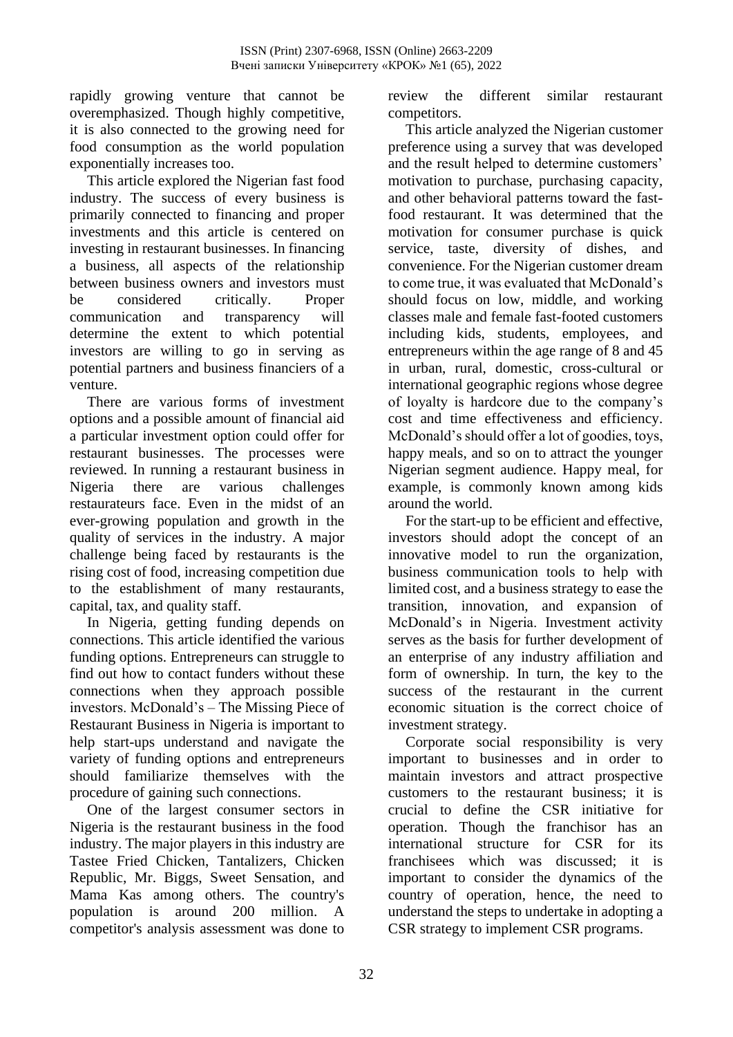rapidly growing venture that cannot be overemphasized. Though highly competitive, it is also connected to the growing need for food consumption as the world population exponentially increases too.

This article explored the Nigerian fast food industry. The success of every business is primarily connected to financing and proper investments and this article is centered on investing in restaurant businesses. In financing a business, all aspects of the relationship between business owners and investors must be considered critically. Proper communication and transparency will determine the extent to which potential investors are willing to go in serving as potential partners and business financiers of a venture.

There are various forms of investment options and a possible amount of financial aid a particular investment option could offer for restaurant businesses. The processes were reviewed. In running a restaurant business in Nigeria there are various challenges restaurateurs face. Even in the midst of an ever-growing population and growth in the quality of services in the industry. A major challenge being faced by restaurants is the rising cost of food, increasing competition due to the establishment of many restaurants, capital, tax, and quality staff.

In Nigeria, getting funding depends on connections. This article identified the various funding options. Entrepreneurs can struggle to find out how to contact funders without these connections when they approach possible investors. McDonald's – The Missing Piece of Restaurant Business in Nigeria is important to help start-ups understand and navigate the variety of funding options and entrepreneurs should familiarize themselves with the procedure of gaining such connections.

One of the largest consumer sectors in Nigeria is the restaurant business in the food industry. The major players in this industry are Tastee Fried Chicken, Tantalizers, Chicken Republic, Mr. Biggs, Sweet Sensation, and Mama Kas among others. The country's population is around 200 million. A competitor's analysis assessment was done to review the different similar restaurant competitors.

This article analyzed the Nigerian customer preference using a survey that was developed and the result helped to determine customers' motivation to purchase, purchasing capacity, and other behavioral patterns toward the fast-food restaurant. It was determined that the motivation for consumer purchase is quick service, taste, diversity of dishes, and convenience. For the Nigerian customer dream to come true, it was evaluated that McDonald's should focus on low, middle, and working classes male and female fast-footed customers including kids, students, employees, and entrepreneurs within the age range of 8 and 45 in urban, rural, domestic, cross-cultural or international geographic regions whose degree of loyalty is hardcore due to the company's cost and time effectiveness and efficiency. McDonald's should offer a lot of goodies, toys, happy meals, and so on to attract the younger Nigerian segment audience. Happy meal, for example, is commonly known among kids around the world.

For the start-up to be efficient and effective, investors should adopt the concept of an innovative model to run the organization, business communication tools to help with limited cost, and a business strategy to ease the transition, innovation, and expansion of McDonald's in Nigeria. Investment activity serves as the basis for further development of an enterprise of any industry affiliation and form of ownership. In turn, the key to the success of the restaurant in the current economic situation is the correct choice of investment strategy.

Corporate social responsibility is very important to businesses and in order to maintain investors and attract prospective customers to the restaurant business; it is crucial to define the CSR initiative for operation. Though the franchisor has an international structure for CSR for its franchisees which was discussed; it is important to consider the dynamics of the country of operation, hence, the need to understand the steps to undertake in adopting a CSR strategy to implement CSR programs.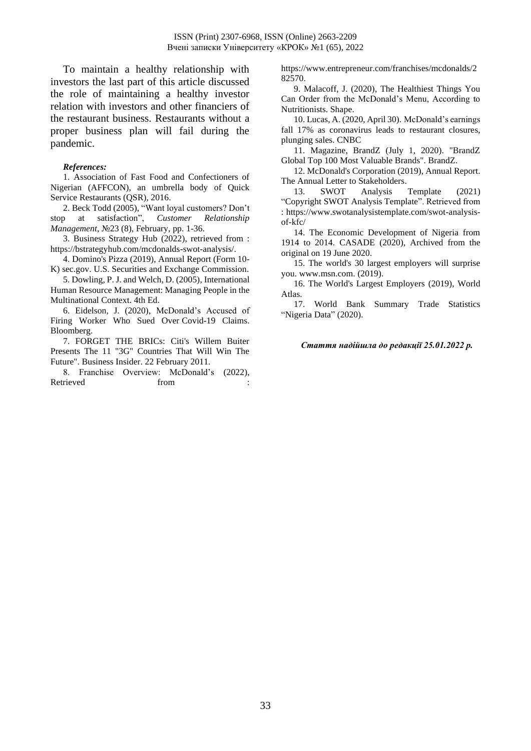To maintain a healthy relationship with investors the last part of this article discussed the role of maintaining a healthy investor relation with investors and other financiers of the restaurant business. Restaurants without a proper business plan will fail during the pandemic.

***References:***

1. Association of Fast Food and Confectioners of Nigerian (AFFCON), an umbrella body of Quick Service Restaurants (QSR), 2016.

2. Beck Todd (2005), "Want loyal customers? Don't stop at satisfaction", *Customer Relationship Management*, №23 (8), February, pp. 1-36.

3. Business Strategy Hub (2022), retrieved from : https://bstrategyhub.com/mcdonalds-swot-analysis/.

4. Domino's Pizza (2019), Annual Report (Form 10-K) sec.gov. U.S. Securities and Exchange Commission.

5. Dowling, P. J. and Welch, D. (2005), International Human Resource Management: Managing People in the Multinational Context. 4th Ed.

6. Eidelson, J. (2020), McDonald's Accused of Firing Worker Who Sued Over Covid-19 Claims. Bloomberg.

7. FORGET THE BRICs: Citi's Willem Buiter Presents The 11 "3G" Countries That Will Win The Future". Business Insider. 22 February 2011.

8. Franchise Overview: McDonald's (2022), Retrieved from : https://www.entrepreneur.com/franchises/mcdonalds/282570.

9. Malacoff, J. (2020), The Healthiest Things You Can Order from the McDonald's Menu, According to Nutritionists. Shape.

10. Lucas, A. (2020, April 30). McDonald's earnings fall 17% as coronavirus leads to restaurant closures, plunging sales. CNBC

11. Magazine, BrandZ (July 1, 2020). "BrandZ Global Top 100 Most Valuable Brands". BrandZ.

12. McDonald's Corporation (2019), Annual Report. The Annual Letter to Stakeholders.

13. SWOT Analysis Template (2021) "Copyright SWOT Analysis Template". Retrieved from : https://www.swotanalysistemplate.com/swot-analysis-of-kfc/

14. The Economic Development of Nigeria from 1914 to 2014. CASADE (2020), Archived from the original on 19 June 2020.

15. The world's 30 largest employers will surprise you. www.msn.com. (2019).

16. The World's Largest Employers (2019), World Atlas.

17. World Bank Summary Trade Statistics "Nigeria Data" (2020).

***Стаття надійшла до редакції 25.01.2022 р.***